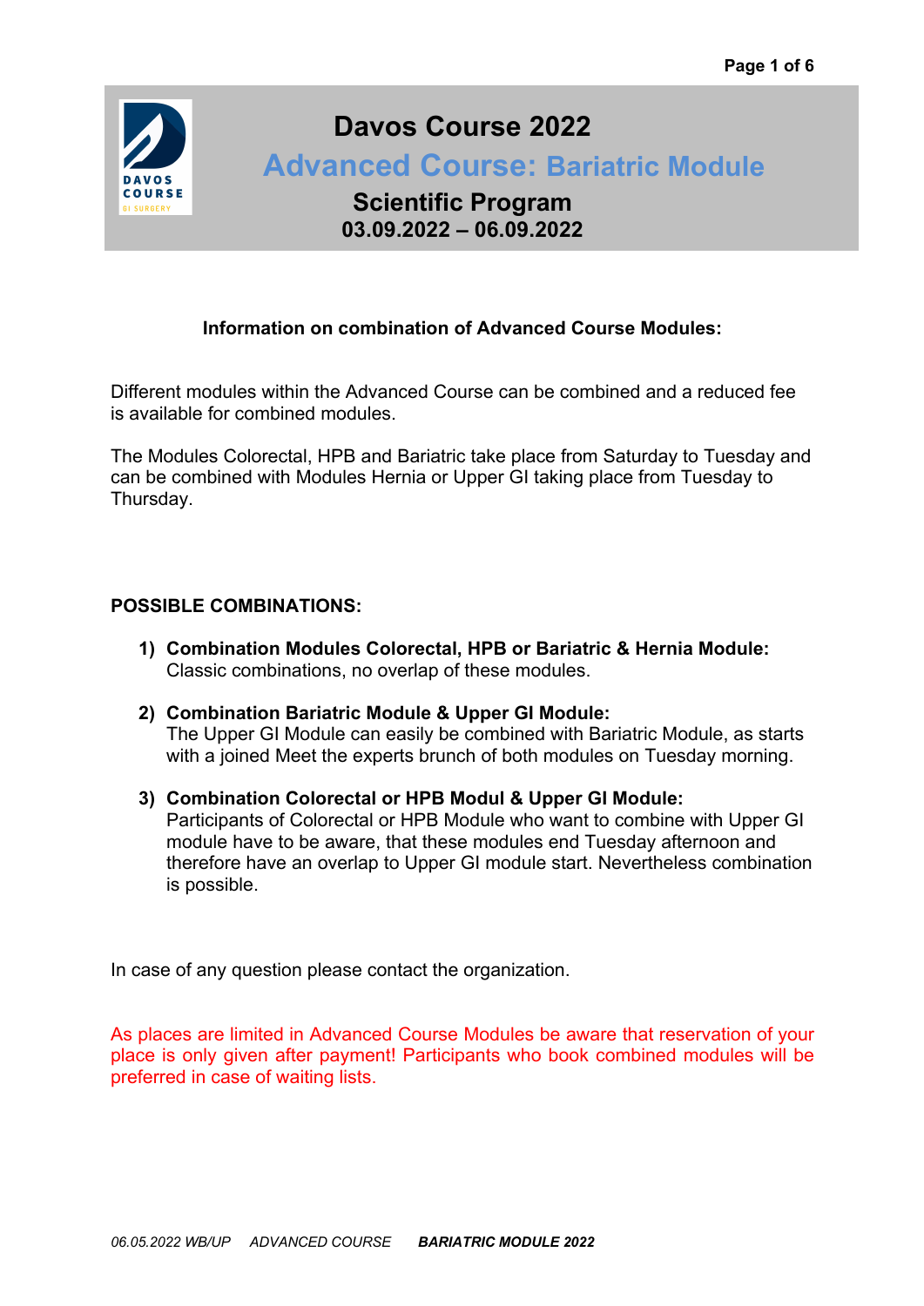# Davos Course 2022

## Advanced Course: Bariatric Module

### Scientific Program

**03.09.2022 – 06.09.2022**

**Information on combination of Advanced Course Modules:**

Different modules within the Advanced Course can be combined and a reduced fee is available for combined modules.

The Modules Colorectal, HPB and Bariatric take place from Saturday to Tuesday and can be combined with Modules Hernia or Upper GI taking place from Tuesday to Thursday.

**POSSIBLE COMBINATIONS:**

1) **Combination Modules Colorectal, HPB or Bariatric & Hernia Module:**
   Classic combinations, no overlap of these modules.

2) **Combination Bariatric Module & Upper GI Module:**
   The Upper GI Module can easily be combined with Bariatric Module, as starts with a joined Meet the experts brunch of both modules on Tuesday morning.

3) **Combination Colorectal or HPB Modul & Upper GI Module:**
   Participants of Colorectal or HPB Module who want to combine with Upper GI module have to be aware, that these modules end Tuesday afternoon and therefore have an overlap to Upper GI module start. Nevertheless combination is possible.

In case of any question please contact the organization.

As places are limited in Advanced Course Modules be aware that reservation of your place is only given after payment! Participants who book combined modules will be preferred in case of waiting lists.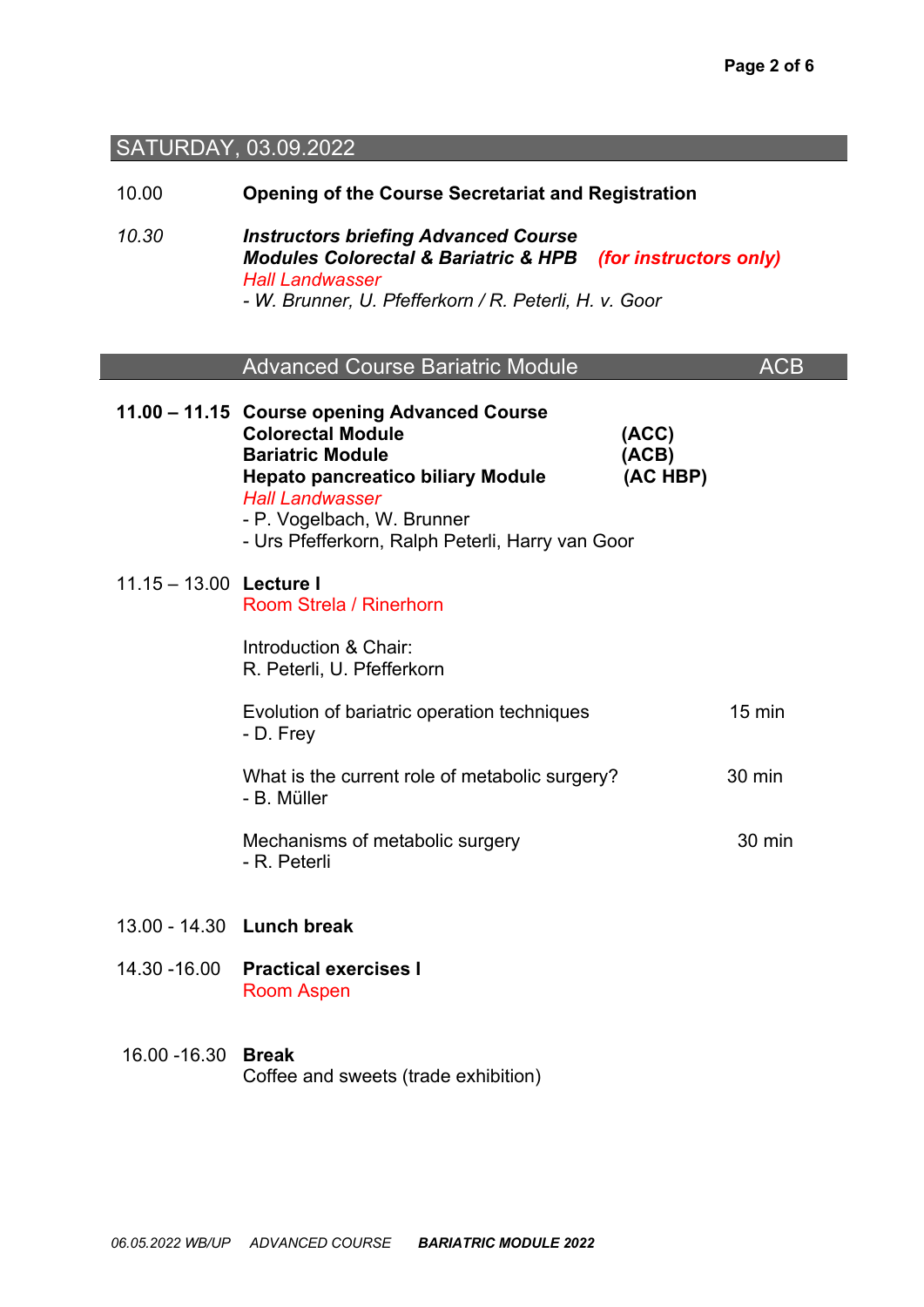## SATURDAY, 03.09.2022

10.00 **Opening of the Course Secretariat and Registration**

*10.30* ***Instructors briefing Advanced Course***
***Modules Colorectal & Bariatric & HPB*** ***(for instructors only)***
*Hall Landwasser*
*- W. Brunner, U. Pfefferkorn / R. Peterli, H. v. Goor*

## Advanced Course Bariatric Module ACB

**11.00 – 11.15** **Course opening Advanced Course**
**Colorectal Module (ACC)**
**Bariatric Module (ACB)**
**Hepato pancreatico biliary Module (AC HBP)**
*Hall Landwasser*
- P. Vogelbach, W. Brunner
- Urs Pfefferkorn, Ralph Peterli, Harry van Goor

11.15 – 13.00 **Lecture I**
Room Strela / Rinerhorn

Introduction & Chair:
R. Peterli, U. Pfefferkorn

Evolution of bariatric operation techniques — 15 min
- D. Frey

What is the current role of metabolic surgery? — 30 min
- B. Müller

Mechanisms of metabolic surgery — 30 min
- R. Peterli

13.00 - 14.30 **Lunch break**

14.30 -16.00 **Practical exercises I**
Room Aspen

16.00 -16.30 **Break**
Coffee and sweets (trade exhibition)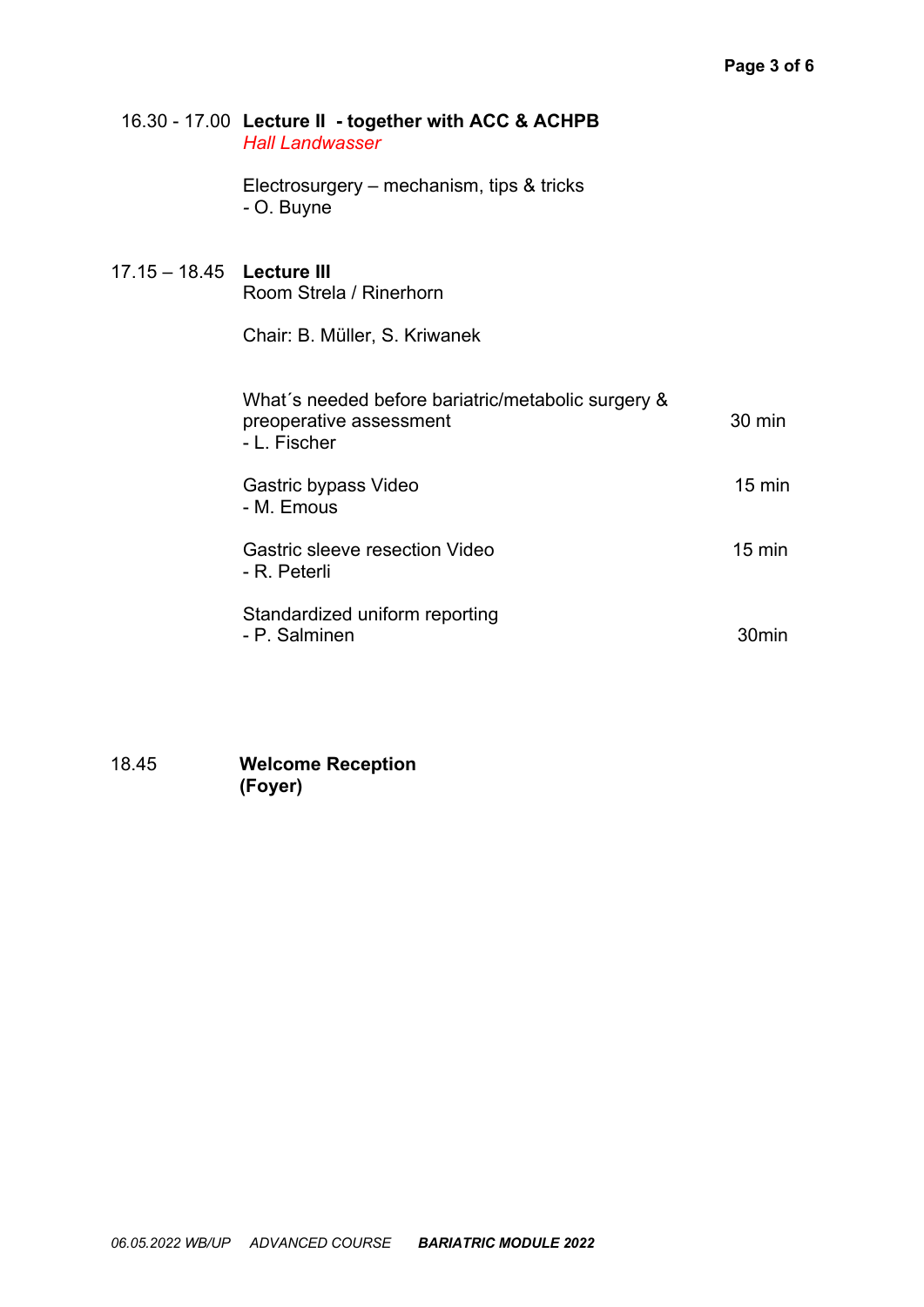16.30 - 17.00 **Lecture II - together with ACC & ACHPB**
*Hall Landwasser*

Electrosurgery – mechanism, tips & tricks
- O. Buyne

17.15 – 18.45 **Lecture III**
Room Strela / Rinerhorn

Chair: B. Müller, S. Kriwanek

| | |
|---|---|
| What´s needed before bariatric/metabolic surgery & preoperative assessment<br>- L. Fischer | 30 min |
| Gastric bypass Video<br>- M. Emous | 15 min |
| Gastric sleeve resection Video<br>- R. Peterli | 15 min |
| Standardized uniform reporting<br>- P. Salminen | 30min |

18.45 **Welcome Reception**
**(Foyer)**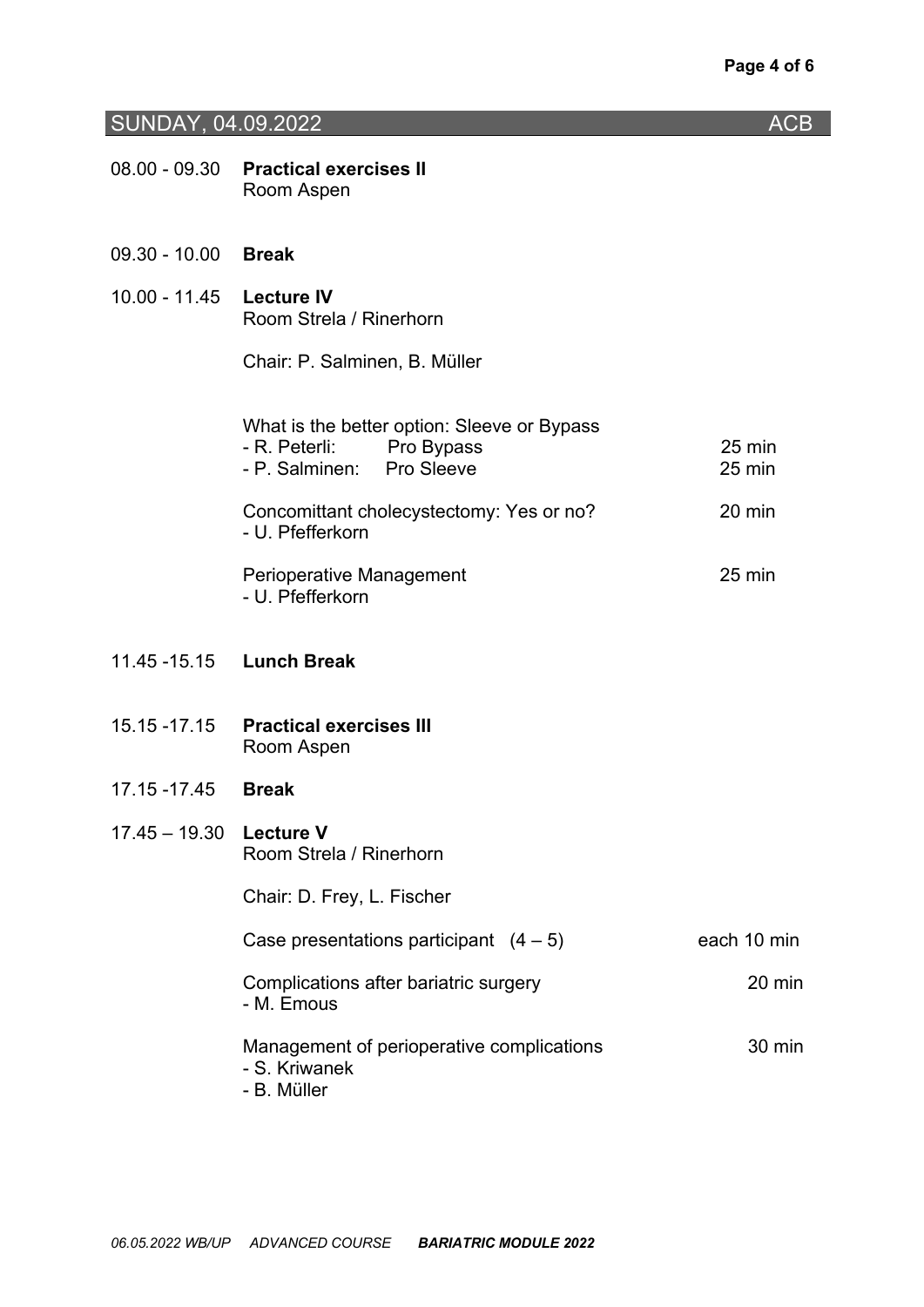## SUNDAY, 04.09.2022 ACB

**08.00 - 09.30** **Practical exercises II**
Room Aspen

**09.30 - 10.00** **Break**

**10.00 - 11.45** **Lecture IV**
Room Strela / Rinerhorn

Chair: P. Salminen, B. Müller

| | |
|---|---|
| What is the better option: Sleeve or Bypass | |
| - R. Peterli: Pro Bypass | 25 min |
| - P. Salminen: Pro Sleeve | 25 min |
| Concomittant cholecystectomy: Yes or no?<br>- U. Pfefferkorn | 20 min |
| Perioperative Management<br>- U. Pfefferkorn | 25 min |

**11.45 -15.15** **Lunch Break**

**15.15 -17.15** **Practical exercises III**
Room Aspen

**17.15 -17.45** **Break**

**17.45 – 19.30** **Lecture V**
Room Strela / Rinerhorn

Chair: D. Frey, L. Fischer

| | |
|---|---|
| Case presentations participant (4 – 5) | each 10 min |
| Complications after bariatric surgery<br>- M. Emous | 20 min |
| Management of perioperative complications<br>- S. Kriwanek<br>- B. Müller | 30 min |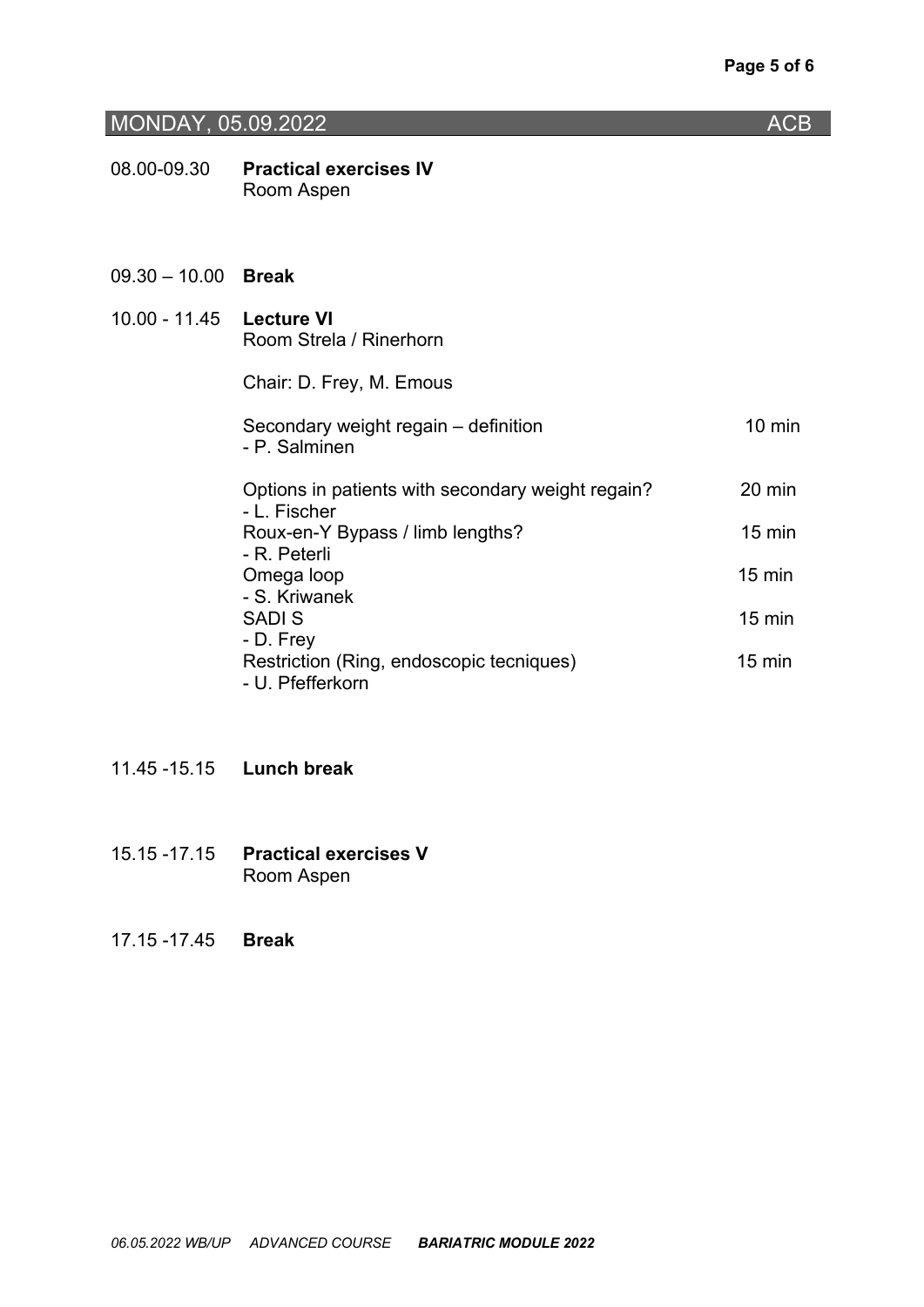## MONDAY, 05.09.2022 ACB

08.00-09.30 **Practical exercises IV**
Room Aspen

09.30 – 10.00 **Break**

10.00 - 11.45 **Lecture VI**
Room Strela / Rinerhorn

Chair: D. Frey, M. Emous

| | |
|---|---|
| Secondary weight regain – definition<br>- P. Salminen | 10 min |
| Options in patients with secondary weight regain?<br>- L. Fischer | 20 min |
| Roux-en-Y Bypass / limb lengths?<br>- R. Peterli | 15 min |
| Omega loop<br>- S. Kriwanek | 15 min |
| SADI S<br>- D. Frey | 15 min |
| Restriction (Ring, endoscopic tecniques)<br>- U. Pfefferkorn | 15 min |

11.45 -15.15 **Lunch break**

15.15 -17.15 **Practical exercises V**
Room Aspen

17.15 -17.45 **Break**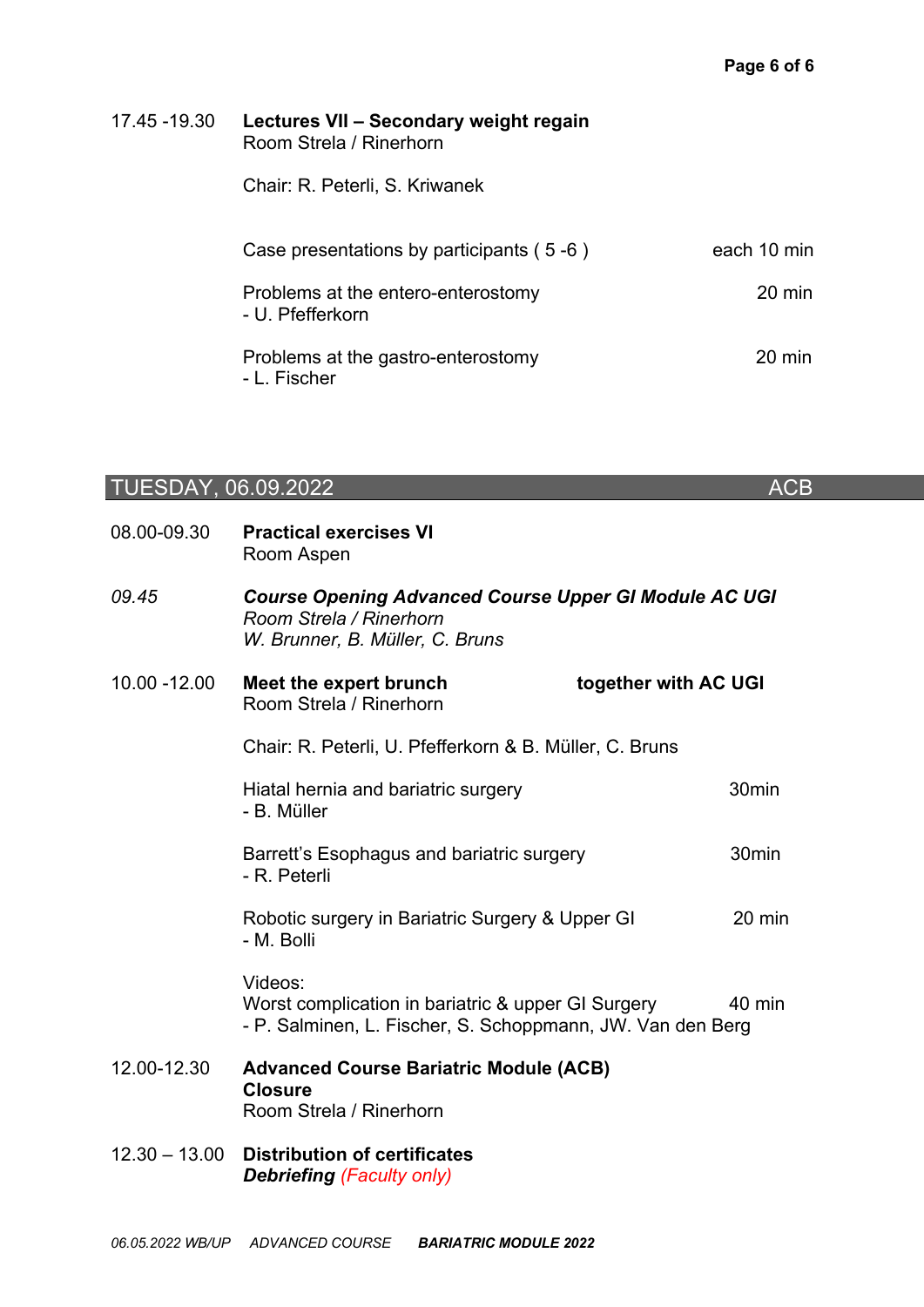17.45 -19.30 **Lectures VII – Secondary weight regain**
Room Strela / Rinerhorn

Chair: R. Peterli, S. Kriwanek

| | |
|---|---|
| Case presentations by participants ( 5 -6 ) | each 10 min |
| Problems at the entero-enterostomy<br>- U. Pfefferkorn | 20 min |
| Problems at the gastro-enterostomy<br>- L. Fischer | 20 min |

## TUESDAY, 06.09.2022 ACB

08.00-09.30 **Practical exercises VI**
Room Aspen

*09.45* ***Course Opening Advanced Course Upper GI Module AC UGI***
*Room Strela / Rinerhorn*
*W. Brunner, B. Müller, C. Bruns*

10.00 -12.00 **Meet the expert brunch** **together with AC UGI**
Room Strela / Rinerhorn

Chair: R. Peterli, U. Pfefferkorn & B. Müller, C. Bruns

| | |
|---|---|
| Hiatal hernia and bariatric surgery<br>- B. Müller | 30min |
| Barrett's Esophagus and bariatric surgery<br>- R. Peterli | 30min |
| Robotic surgery in Bariatric Surgery & Upper GI<br>- M. Bolli | 20 min |
| Videos:<br>Worst complication in bariatric & upper GI Surgery<br>- P. Salminen, L. Fischer, S. Schoppmann, JW. Van den Berg | 40 min |

12.00-12.30 **Advanced Course Bariatric Module (ACB) Closure**
Room Strela / Rinerhorn

12.30 – 13.00 **Distribution of certificates**
***Debriefing*** *(Faculty only)*

*06.05.2022 WB/UP ADVANCED COURSE* ***BARIATRIC MODULE 2022***